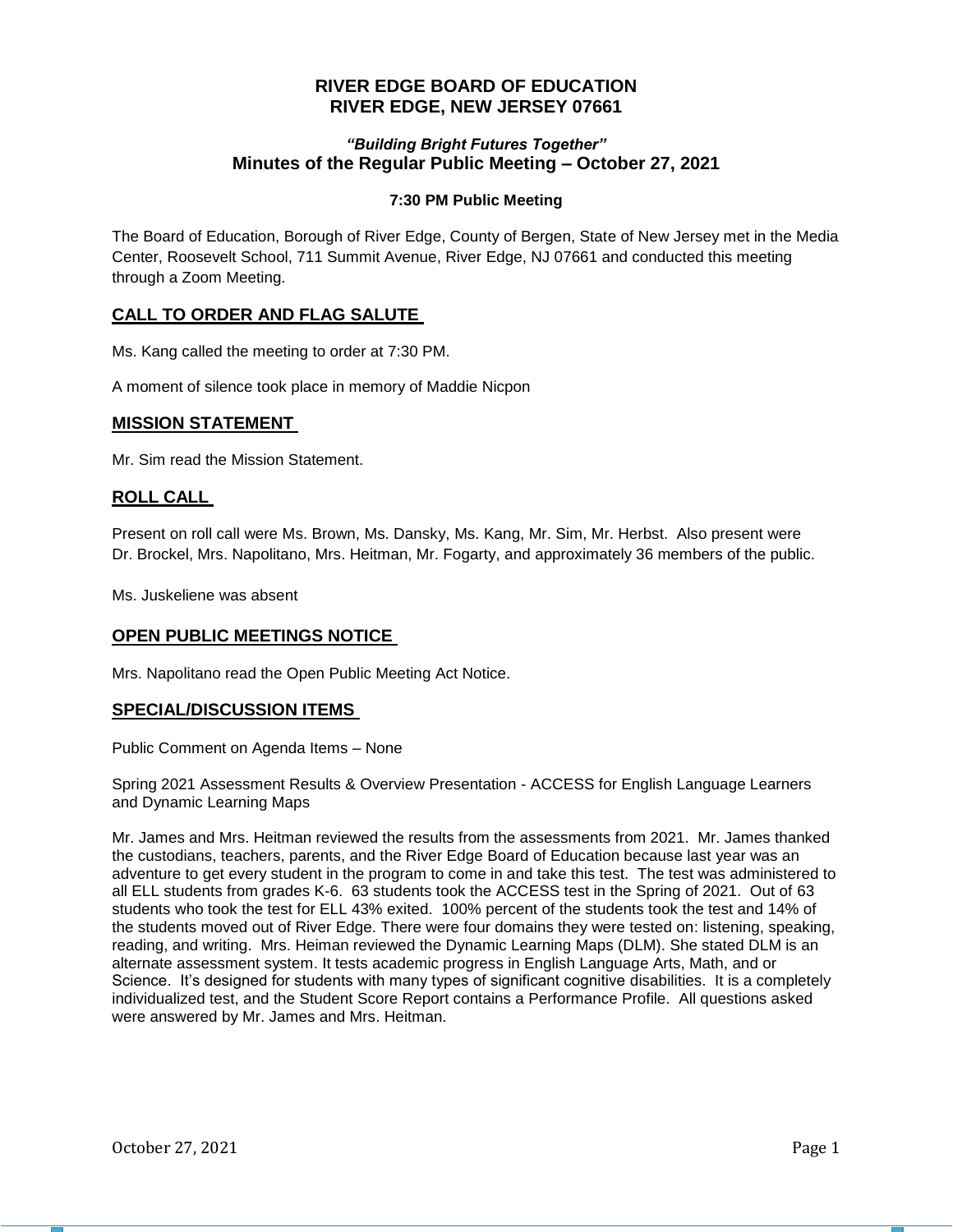# RIVER EDGE BOARD OF EDUCATION
# RIVER EDGE, NEW JERSEY 07661

### *"Building Bright Futures Together"*
### Minutes of the Regular Public Meeting – October 27, 2021

**7:30 PM Public Meeting**

The Board of Education, Borough of River Edge, County of Bergen, State of New Jersey met in the Media Center, Roosevelt School, 711 Summit Avenue, River Edge, NJ 07661 and conducted this meeting through a Zoom Meeting.

## CALL TO ORDER AND FLAG SALUTE

Ms. Kang called the meeting to order at 7:30 PM.

A moment of silence took place in memory of Maddie Nicpon

## MISSION STATEMENT

Mr. Sim read the Mission Statement.

## ROLL CALL

Present on roll call were Ms. Brown, Ms. Dansky, Ms. Kang, Mr. Sim, Mr. Herbst. Also present were Dr. Brockel, Mrs. Napolitano, Mrs. Heitman, Mr. Fogarty, and approximately 36 members of the public.

Ms. Juskeliene was absent

## OPEN PUBLIC MEETINGS NOTICE

Mrs. Napolitano read the Open Public Meeting Act Notice.

## SPECIAL/DISCUSSION ITEMS

Public Comment on Agenda Items – None

Spring 2021 Assessment Results & Overview Presentation - ACCESS for English Language Learners and Dynamic Learning Maps

Mr. James and Mrs. Heitman reviewed the results from the assessments from 2021. Mr. James thanked the custodians, teachers, parents, and the River Edge Board of Education because last year was an adventure to get every student in the program to come in and take this test. The test was administered to all ELL students from grades K-6. 63 students took the ACCESS test in the Spring of 2021. Out of 63 students who took the test for ELL 43% exited. 100% percent of the students took the test and 14% of the students moved out of River Edge. There were four domains they were tested on: listening, speaking, reading, and writing. Mrs. Heiman reviewed the Dynamic Learning Maps (DLM). She stated DLM is an alternate assessment system. It tests academic progress in English Language Arts, Math, and or Science. It's designed for students with many types of significant cognitive disabilities. It is a completely individualized test, and the Student Score Report contains a Performance Profile. All questions asked were answered by Mr. James and Mrs. Heitman.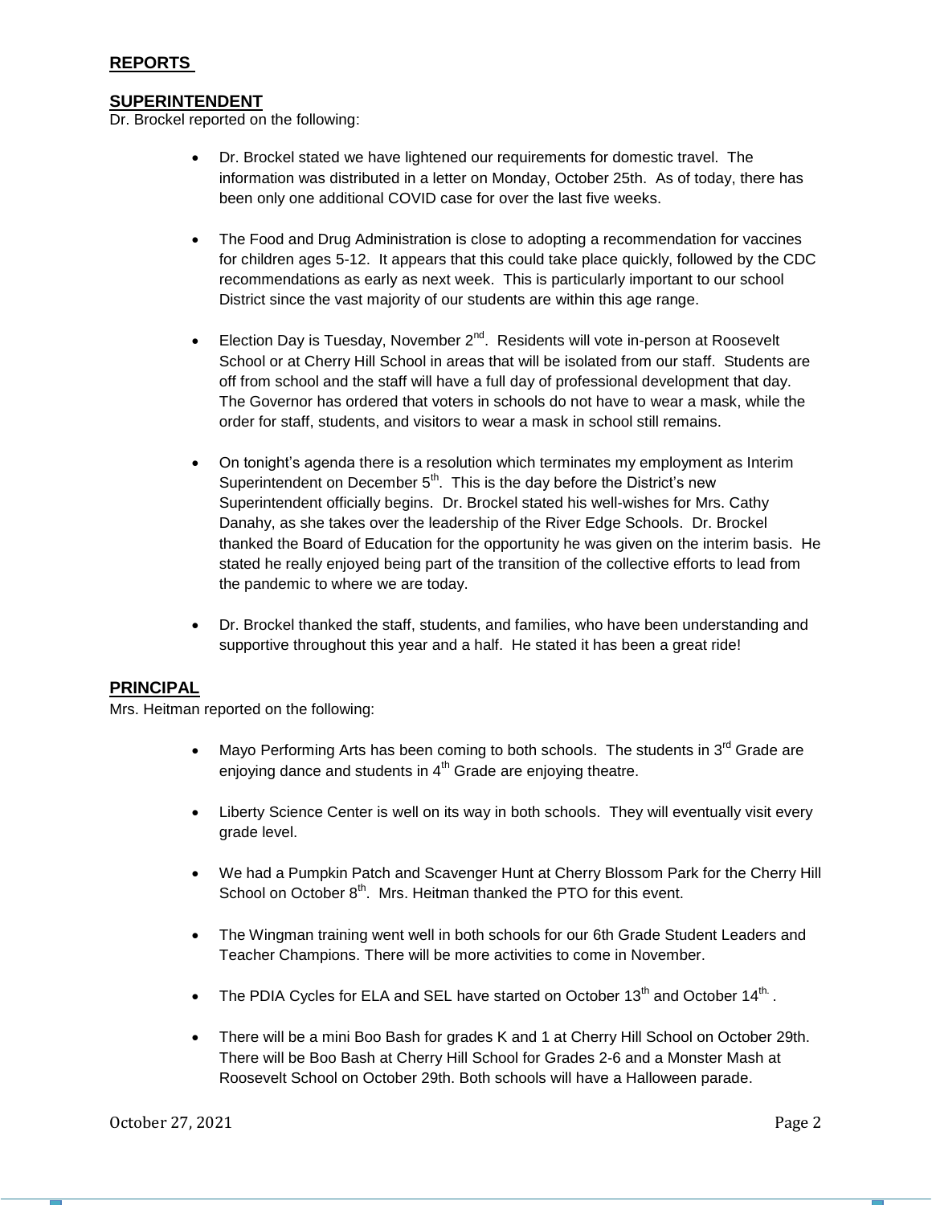## REPORTS

### SUPERINTENDENT

Dr. Brockel reported on the following:

- Dr. Brockel stated we have lightened our requirements for domestic travel. The information was distributed in a letter on Monday, October 25th. As of today, there has been only one additional COVID case for over the last five weeks.
- The Food and Drug Administration is close to adopting a recommendation for vaccines for children ages 5-12. It appears that this could take place quickly, followed by the CDC recommendations as early as next week. This is particularly important to our school District since the vast majority of our students are within this age range.
- Election Day is Tuesday, November 2nd. Residents will vote in-person at Roosevelt School or at Cherry Hill School in areas that will be isolated from our staff. Students are off from school and the staff will have a full day of professional development that day. The Governor has ordered that voters in schools do not have to wear a mask, while the order for staff, students, and visitors to wear a mask in school still remains.
- On tonight's agenda there is a resolution which terminates my employment as Interim Superintendent on December 5th. This is the day before the District's new Superintendent officially begins. Dr. Brockel stated his well-wishes for Mrs. Cathy Danahy, as she takes over the leadership of the River Edge Schools. Dr. Brockel thanked the Board of Education for the opportunity he was given on the interim basis. He stated he really enjoyed being part of the transition of the collective efforts to lead from the pandemic to where we are today.
- Dr. Brockel thanked the staff, students, and families, who have been understanding and supportive throughout this year and a half. He stated it has been a great ride!

### PRINCIPAL

Mrs. Heitman reported on the following:

- Mayo Performing Arts has been coming to both schools. The students in 3rd Grade are enjoying dance and students in 4th Grade are enjoying theatre.
- Liberty Science Center is well on its way in both schools. They will eventually visit every grade level.
- We had a Pumpkin Patch and Scavenger Hunt at Cherry Blossom Park for the Cherry Hill School on October 8th. Mrs. Heitman thanked the PTO for this event.
- The Wingman training went well in both schools for our 6th Grade Student Leaders and Teacher Champions. There will be more activities to come in November.
- The PDIA Cycles for ELA and SEL have started on October 13th and October 14th.
- There will be a mini Boo Bash for grades K and 1 at Cherry Hill School on October 29th. There will be Boo Bash at Cherry Hill School for Grades 2-6 and a Monster Mash at Roosevelt School on October 29th. Both schools will have a Halloween parade.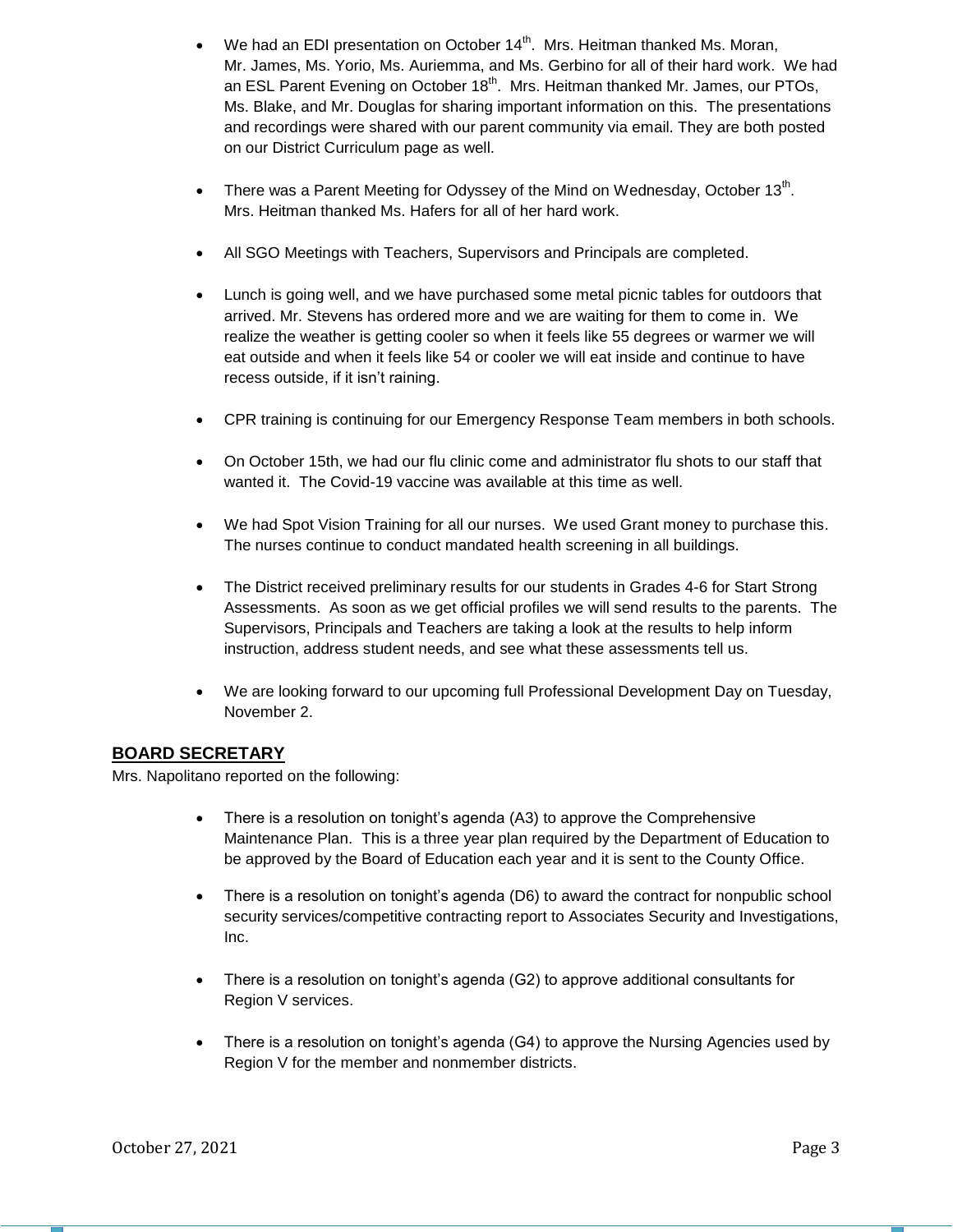- We had an EDI presentation on October 14th. Mrs. Heitman thanked Ms. Moran, Mr. James, Ms. Yorio, Ms. Auriemma, and Ms. Gerbino for all of their hard work. We had an ESL Parent Evening on October 18th. Mrs. Heitman thanked Mr. James, our PTOs, Ms. Blake, and Mr. Douglas for sharing important information on this. The presentations and recordings were shared with our parent community via email. They are both posted on our District Curriculum page as well.

- There was a Parent Meeting for Odyssey of the Mind on Wednesday, October 13th. Mrs. Heitman thanked Ms. Hafers for all of her hard work.

- All SGO Meetings with Teachers, Supervisors and Principals are completed.

- Lunch is going well, and we have purchased some metal picnic tables for outdoors that arrived. Mr. Stevens has ordered more and we are waiting for them to come in. We realize the weather is getting cooler so when it feels like 55 degrees or warmer we will eat outside and when it feels like 54 or cooler we will eat inside and continue to have recess outside, if it isn't raining.

- CPR training is continuing for our Emergency Response Team members in both schools.

- On October 15th, we had our flu clinic come and administrator flu shots to our staff that wanted it. The Covid-19 vaccine was available at this time as well.

- We had Spot Vision Training for all our nurses. We used Grant money to purchase this. The nurses continue to conduct mandated health screening in all buildings.

- The District received preliminary results for our students in Grades 4-6 for Start Strong Assessments. As soon as we get official profiles we will send results to the parents. The Supervisors, Principals and Teachers are taking a look at the results to help inform instruction, address student needs, and see what these assessments tell us.

- We are looking forward to our upcoming full Professional Development Day on Tuesday, November 2.

## BOARD SECRETARY

Mrs. Napolitano reported on the following:

- There is a resolution on tonight's agenda (A3) to approve the Comprehensive Maintenance Plan. This is a three year plan required by the Department of Education to be approved by the Board of Education each year and it is sent to the County Office.

- There is a resolution on tonight's agenda (D6) to award the contract for nonpublic school security services/competitive contracting report to Associates Security and Investigations, Inc.

- There is a resolution on tonight's agenda (G2) to approve additional consultants for Region V services.

- There is a resolution on tonight's agenda (G4) to approve the Nursing Agencies used by Region V for the member and nonmember districts.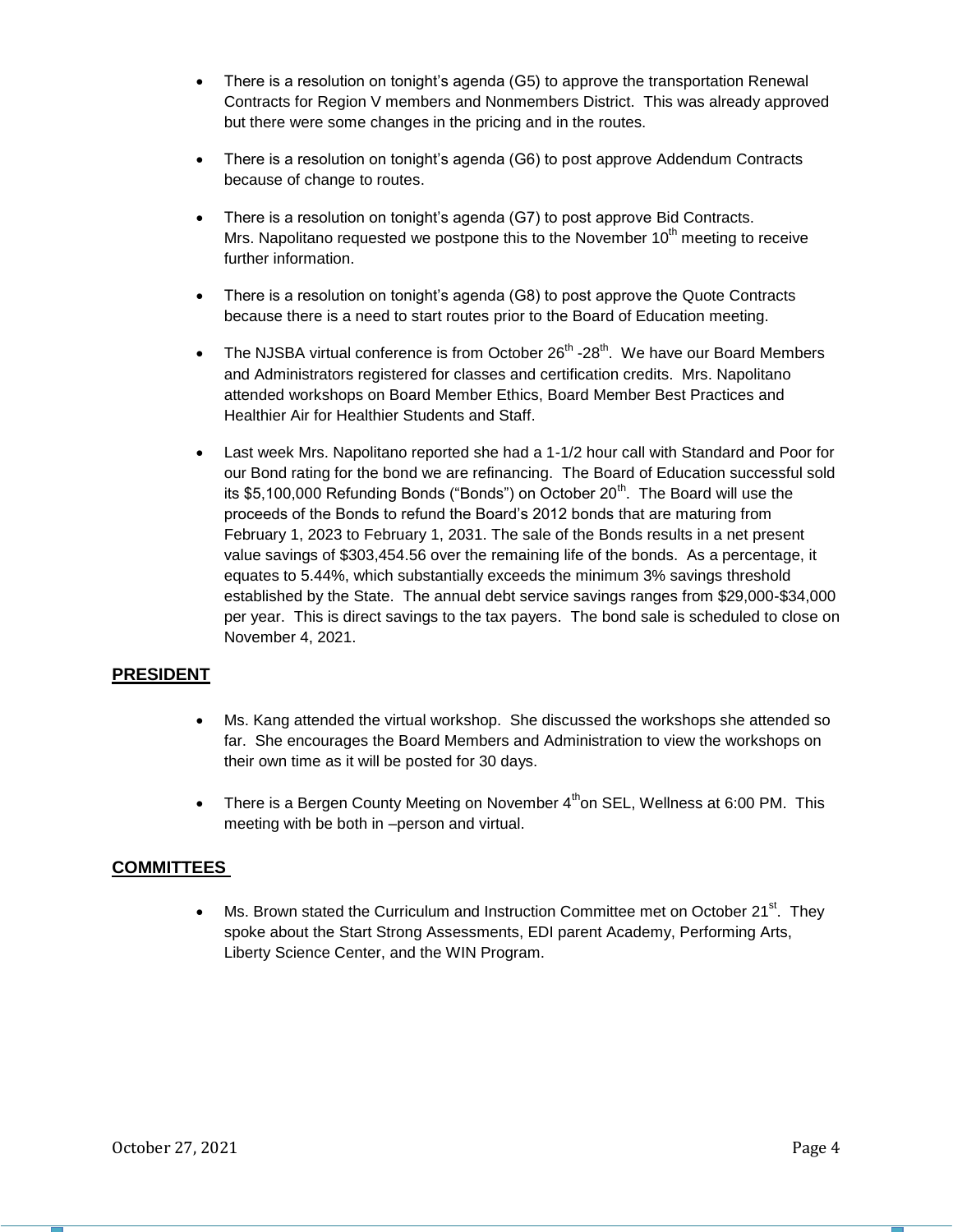- There is a resolution on tonight's agenda (G5) to approve the transportation Renewal Contracts for Region V members and Nonmembers District. This was already approved but there were some changes in the pricing and in the routes.

- There is a resolution on tonight's agenda (G6) to post approve Addendum Contracts because of change to routes.

- There is a resolution on tonight's agenda (G7) to post approve Bid Contracts. Mrs. Napolitano requested we postpone this to the November 10th meeting to receive further information.

- There is a resolution on tonight's agenda (G8) to post approve the Quote Contracts because there is a need to start routes prior to the Board of Education meeting.

- The NJSBA virtual conference is from October 26th -28th. We have our Board Members and Administrators registered for classes and certification credits. Mrs. Napolitano attended workshops on Board Member Ethics, Board Member Best Practices and Healthier Air for Healthier Students and Staff.

- Last week Mrs. Napolitano reported she had a 1-1/2 hour call with Standard and Poor for our Bond rating for the bond we are refinancing. The Board of Education successful sold its $5,100,000 Refunding Bonds ("Bonds") on October 20th. The Board will use the proceeds of the Bonds to refund the Board's 2012 bonds that are maturing from February 1, 2023 to February 1, 2031. The sale of the Bonds results in a net present value savings of $303,454.56 over the remaining life of the bonds. As a percentage, it equates to 5.44%, which substantially exceeds the minimum 3% savings threshold established by the State. The annual debt service savings ranges from $29,000-$34,000 per year. This is direct savings to the tax payers. The bond sale is scheduled to close on November 4, 2021.

## PRESIDENT

- Ms. Kang attended the virtual workshop. She discussed the workshops she attended so far. She encourages the Board Members and Administration to view the workshops on their own time as it will be posted for 30 days.

- There is a Bergen County Meeting on November 4th on SEL, Wellness at 6:00 PM. This meeting with be both in –person and virtual.

## COMMITTEES

- Ms. Brown stated the Curriculum and Instruction Committee met on October 21st. They spoke about the Start Strong Assessments, EDI parent Academy, Performing Arts, Liberty Science Center, and the WIN Program.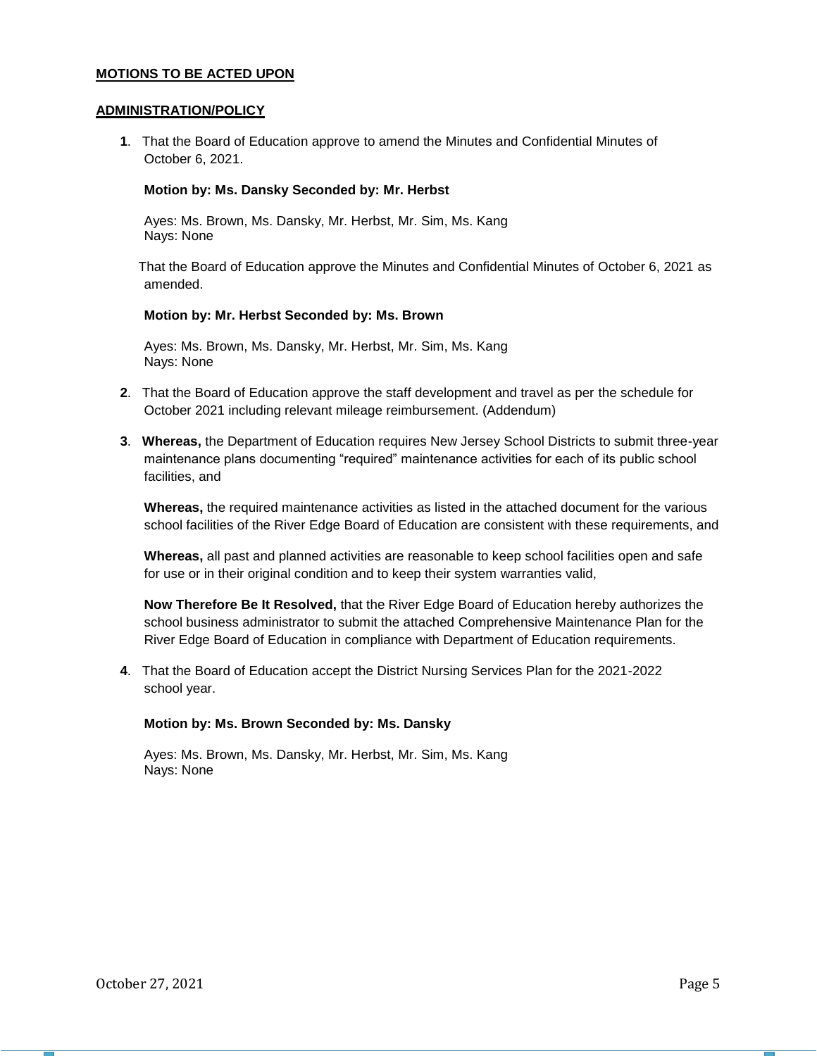**MOTIONS TO BE ACTED UPON**

**ADMINISTRATION/POLICY**

**1**. That the Board of Education approve to amend the Minutes and Confidential Minutes of October 6, 2021.

**Motion by: Ms. Dansky Seconded by: Mr. Herbst**

Ayes: Ms. Brown, Ms. Dansky, Mr. Herbst, Mr. Sim, Ms. Kang
Nays: None

That the Board of Education approve the Minutes and Confidential Minutes of October 6, 2021 as amended.

**Motion by: Mr. Herbst Seconded by: Ms. Brown**

Ayes: Ms. Brown, Ms. Dansky, Mr. Herbst, Mr. Sim, Ms. Kang
Nays: None

**2**. That the Board of Education approve the staff development and travel as per the schedule for October 2021 including relevant mileage reimbursement. (Addendum)

**3**. **Whereas,** the Department of Education requires New Jersey School Districts to submit three-year maintenance plans documenting "required" maintenance activities for each of its public school facilities, and

**Whereas,** the required maintenance activities as listed in the attached document for the various school facilities of the River Edge Board of Education are consistent with these requirements, and

**Whereas,** all past and planned activities are reasonable to keep school facilities open and safe for use or in their original condition and to keep their system warranties valid,

**Now Therefore Be It Resolved,** that the River Edge Board of Education hereby authorizes the school business administrator to submit the attached Comprehensive Maintenance Plan for the River Edge Board of Education in compliance with Department of Education requirements.

**4**. That the Board of Education accept the District Nursing Services Plan for the 2021-2022 school year.

**Motion by: Ms. Brown Seconded by: Ms. Dansky**

Ayes: Ms. Brown, Ms. Dansky, Mr. Herbst, Mr. Sim, Ms. Kang
Nays: None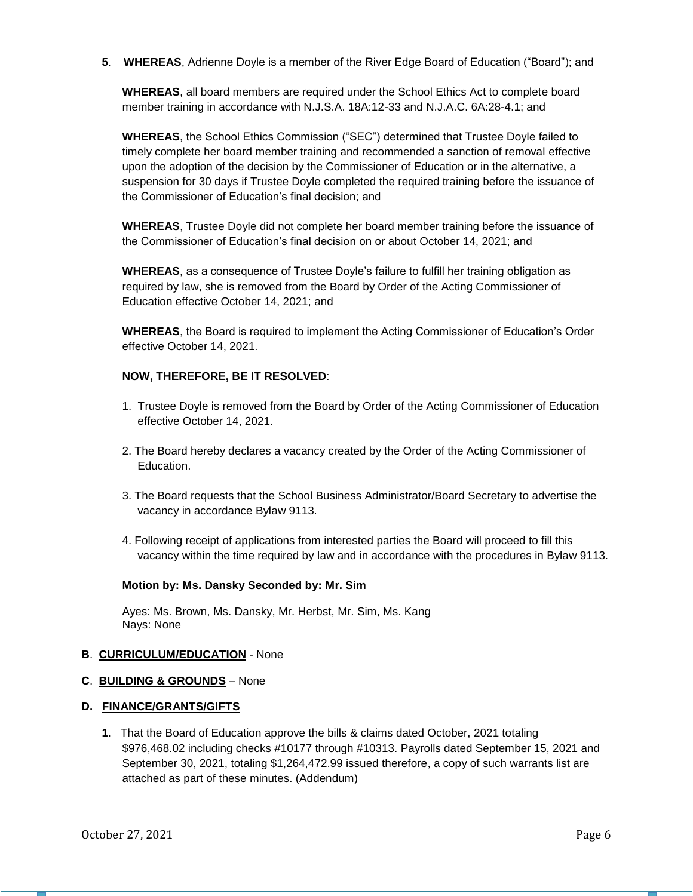**5**. **WHEREAS**, Adrienne Doyle is a member of the River Edge Board of Education ("Board"); and

**WHEREAS**, all board members are required under the School Ethics Act to complete board member training in accordance with N.J.S.A. 18A:12-33 and N.J.A.C. 6A:28-4.1; and

**WHEREAS**, the School Ethics Commission ("SEC") determined that Trustee Doyle failed to timely complete her board member training and recommended a sanction of removal effective upon the adoption of the decision by the Commissioner of Education or in the alternative, a suspension for 30 days if Trustee Doyle completed the required training before the issuance of the Commissioner of Education's final decision; and

**WHEREAS**, Trustee Doyle did not complete her board member training before the issuance of the Commissioner of Education's final decision on or about October 14, 2021; and

**WHEREAS**, as a consequence of Trustee Doyle's failure to fulfill her training obligation as required by law, she is removed from the Board by Order of the Acting Commissioner of Education effective October 14, 2021; and

**WHEREAS**, the Board is required to implement the Acting Commissioner of Education's Order effective October 14, 2021.

**NOW, THEREFORE, BE IT RESOLVED**:

1. Trustee Doyle is removed from the Board by Order of the Acting Commissioner of Education effective October 14, 2021.
2. The Board hereby declares a vacancy created by the Order of the Acting Commissioner of Education.
3. The Board requests that the School Business Administrator/Board Secretary to advertise the vacancy in accordance Bylaw 9113.
4. Following receipt of applications from interested parties the Board will proceed to fill this vacancy within the time required by law and in accordance with the procedures in Bylaw 9113.

**Motion by: Ms. Dansky Seconded by: Mr. Sim**

Ayes: Ms. Brown, Ms. Dansky, Mr. Herbst, Mr. Sim, Ms. Kang
Nays: None

**B**. **CURRICULUM/EDUCATION** - None

**C**. **BUILDING & GROUNDS** – None

**D. FINANCE/GRANTS/GIFTS**

**1**. That the Board of Education approve the bills & claims dated October, 2021 totaling $976,468.02 including checks #10177 through #10313. Payrolls dated September 15, 2021 and September 30, 2021, totaling $1,264,472.99 issued therefore, a copy of such warrants list are attached as part of these minutes. (Addendum)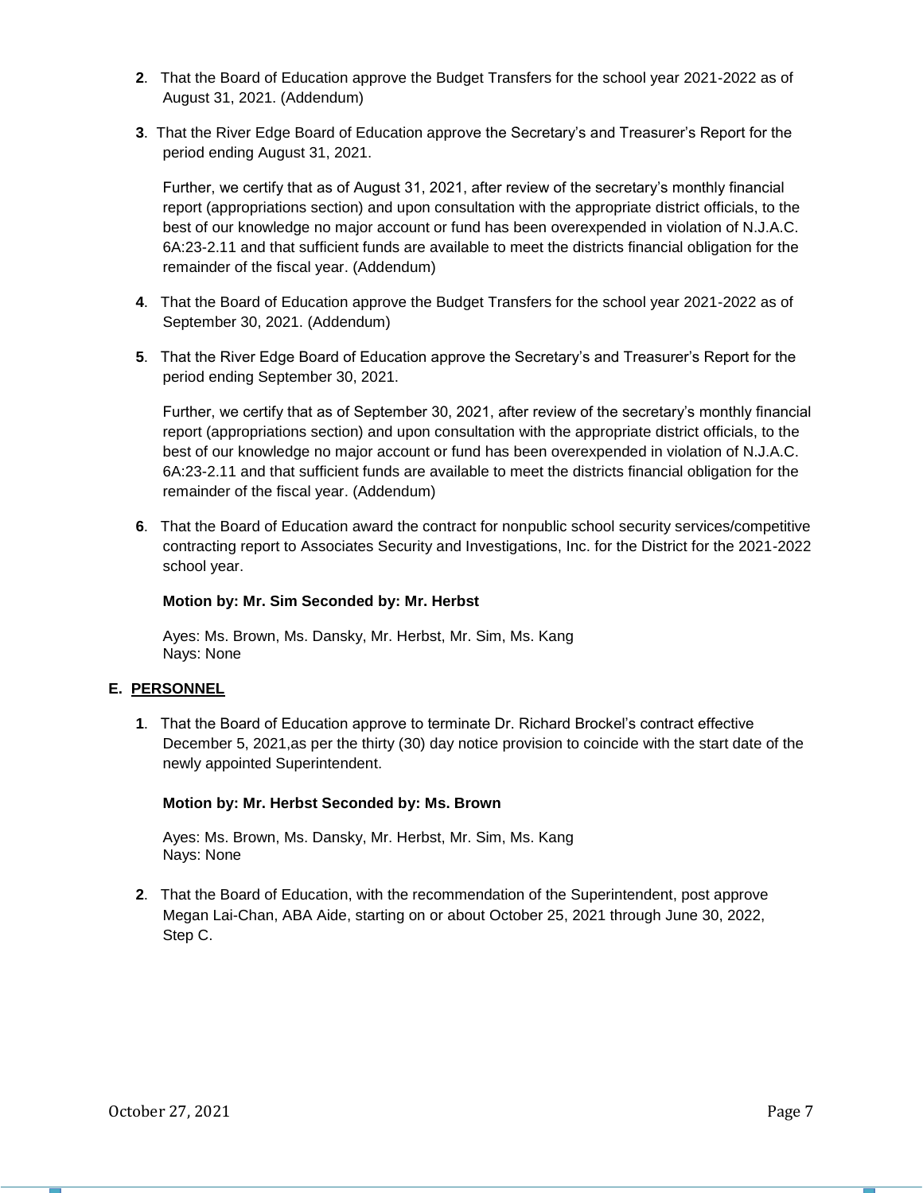**2**. That the Board of Education approve the Budget Transfers for the school year 2021-2022 as of August 31, 2021. (Addendum)

**3**. That the River Edge Board of Education approve the Secretary's and Treasurer's Report for the period ending August 31, 2021.

Further, we certify that as of August 31, 2021, after review of the secretary's monthly financial report (appropriations section) and upon consultation with the appropriate district officials, to the best of our knowledge no major account or fund has been overexpended in violation of N.J.A.C. 6A:23-2.11 and that sufficient funds are available to meet the districts financial obligation for the remainder of the fiscal year. (Addendum)

**4**. That the Board of Education approve the Budget Transfers for the school year 2021-2022 as of September 30, 2021. (Addendum)

**5**. That the River Edge Board of Education approve the Secretary's and Treasurer's Report for the period ending September 30, 2021.

Further, we certify that as of September 30, 2021, after review of the secretary's monthly financial report (appropriations section) and upon consultation with the appropriate district officials, to the best of our knowledge no major account or fund has been overexpended in violation of N.J.A.C. 6A:23-2.11 and that sufficient funds are available to meet the districts financial obligation for the remainder of the fiscal year. (Addendum)

**6**. That the Board of Education award the contract for nonpublic school security services/competitive contracting report to Associates Security and Investigations, Inc. for the District for the 2021-2022 school year.

**Motion by: Mr. Sim Seconded by: Mr. Herbst**

Ayes: Ms. Brown, Ms. Dansky, Mr. Herbst, Mr. Sim, Ms. Kang
Nays: None

## E. PERSONNEL

**1**. That the Board of Education approve to terminate Dr. Richard Brockel's contract effective December 5, 2021,as per the thirty (30) day notice provision to coincide with the start date of the newly appointed Superintendent.

**Motion by: Mr. Herbst Seconded by: Ms. Brown**

Ayes: Ms. Brown, Ms. Dansky, Mr. Herbst, Mr. Sim, Ms. Kang
Nays: None

**2**. That the Board of Education, with the recommendation of the Superintendent, post approve Megan Lai-Chan, ABA Aide, starting on or about October 25, 2021 through June 30, 2022, Step C.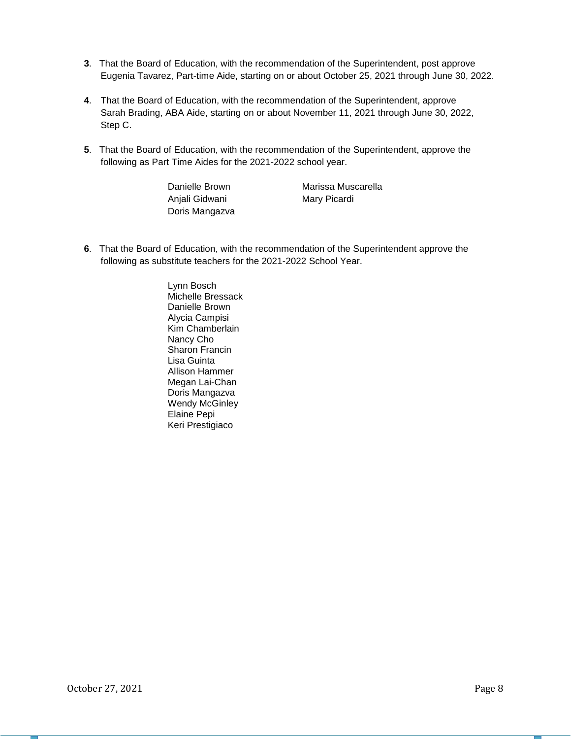**3**. That the Board of Education, with the recommendation of the Superintendent, post approve Eugenia Tavarez, Part-time Aide, starting on or about October 25, 2021 through June 30, 2022.

**4**. That the Board of Education, with the recommendation of the Superintendent, approve Sarah Brading, ABA Aide, starting on or about November 11, 2021 through June 30, 2022, Step C.

**5**. That the Board of Education, with the recommendation of the Superintendent, approve the following as Part Time Aides for the 2021-2022 school year.

Danielle Brown
Anjali Gidwani
Doris Mangazva
Marissa Muscarella
Mary Picardi

**6**. That the Board of Education, with the recommendation of the Superintendent approve the following as substitute teachers for the 2021-2022 School Year.

Lynn Bosch
Michelle Bressack
Danielle Brown
Alycia Campisi
Kim Chamberlain
Nancy Cho
Sharon Francin
Lisa Guinta
Allison Hammer
Megan Lai-Chan
Doris Mangazva
Wendy McGinley
Elaine Pepi
Keri Prestigiaco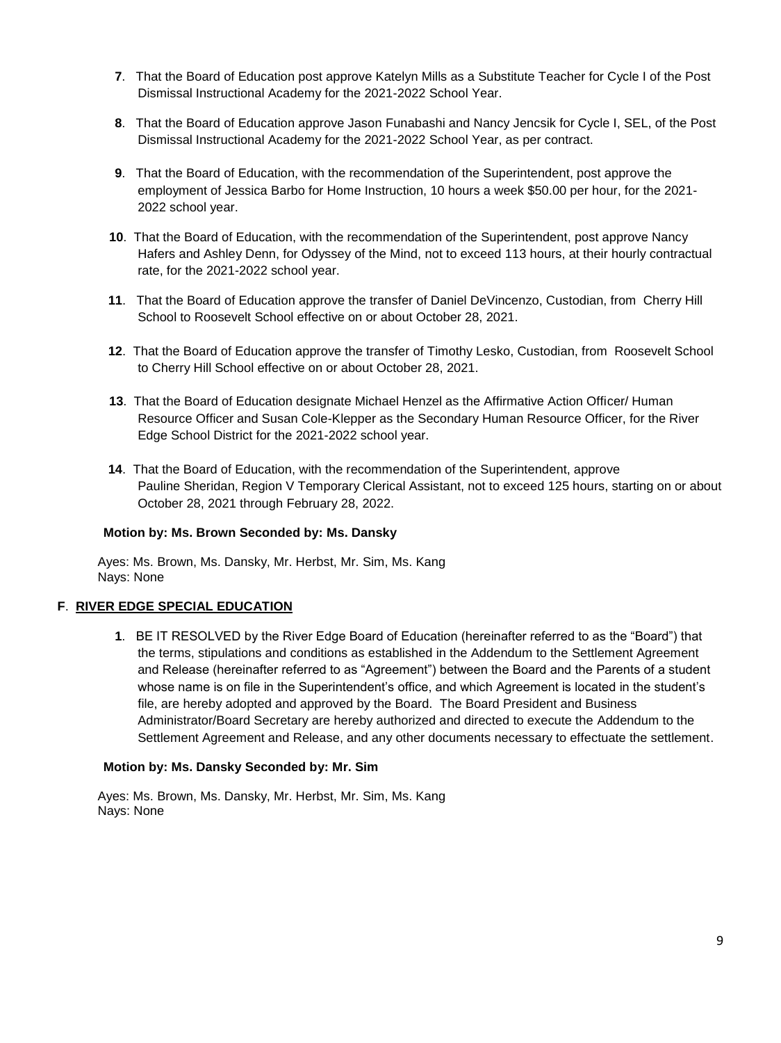**7**. That the Board of Education post approve Katelyn Mills as a Substitute Teacher for Cycle I of the Post Dismissal Instructional Academy for the 2021-2022 School Year.

**8**. That the Board of Education approve Jason Funabashi and Nancy Jencsik for Cycle I, SEL, of the Post Dismissal Instructional Academy for the 2021-2022 School Year, as per contract.

**9**. That the Board of Education, with the recommendation of the Superintendent, post approve the employment of Jessica Barbo for Home Instruction, 10 hours a week $50.00 per hour, for the 2021-2022 school year.

**10**. That the Board of Education, with the recommendation of the Superintendent, post approve Nancy Hafers and Ashley Denn, for Odyssey of the Mind, not to exceed 113 hours, at their hourly contractual rate, for the 2021-2022 school year.

**11**. That the Board of Education approve the transfer of Daniel DeVincenzo, Custodian, from Cherry Hill School to Roosevelt School effective on or about October 28, 2021.

**12**. That the Board of Education approve the transfer of Timothy Lesko, Custodian, from Roosevelt School to Cherry Hill School effective on or about October 28, 2021.

**13**. That the Board of Education designate Michael Henzel as the Affirmative Action Officer/ Human Resource Officer and Susan Cole-Klepper as the Secondary Human Resource Officer, for the River Edge School District for the 2021-2022 school year.

**14**. That the Board of Education, with the recommendation of the Superintendent, approve Pauline Sheridan, Region V Temporary Clerical Assistant, not to exceed 125 hours, starting on or about October 28, 2021 through February 28, 2022.

**Motion by: Ms. Brown Seconded by: Ms. Dansky**

Ayes: Ms. Brown, Ms. Dansky, Mr. Herbst, Mr. Sim, Ms. Kang
Nays: None

**F**. **RIVER EDGE SPECIAL EDUCATION**

**1**. BE IT RESOLVED by the River Edge Board of Education (hereinafter referred to as the "Board") that the terms, stipulations and conditions as established in the Addendum to the Settlement Agreement and Release (hereinafter referred to as "Agreement") between the Board and the Parents of a student whose name is on file in the Superintendent's office, and which Agreement is located in the student's file, are hereby adopted and approved by the Board. The Board President and Business Administrator/Board Secretary are hereby authorized and directed to execute the Addendum to the Settlement Agreement and Release, and any other documents necessary to effectuate the settlement.

**Motion by: Ms. Dansky Seconded by: Mr. Sim**

Ayes: Ms. Brown, Ms. Dansky, Mr. Herbst, Mr. Sim, Ms. Kang
Nays: None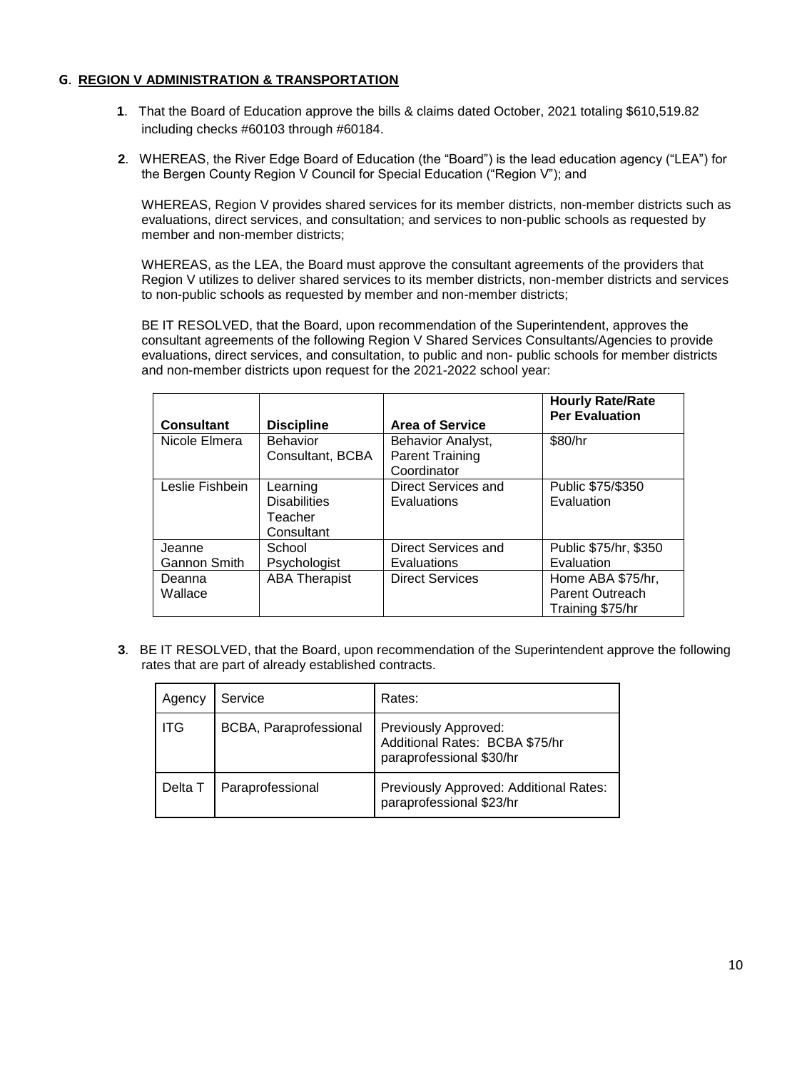## G. REGION V ADMINISTRATION & TRANSPORTATION

**1**. That the Board of Education approve the bills & claims dated October, 2021 totaling $610,519.82 including checks #60103 through #60184.

**2**. WHEREAS, the River Edge Board of Education (the "Board") is the lead education agency ("LEA") for the Bergen County Region V Council for Special Education ("Region V"); and

WHEREAS, Region V provides shared services for its member districts, non-member districts such as evaluations, direct services, and consultation; and services to non-public schools as requested by member and non-member districts;

WHEREAS, as the LEA, the Board must approve the consultant agreements of the providers that Region V utilizes to deliver shared services to its member districts, non-member districts and services to non-public schools as requested by member and non-member districts;

BE IT RESOLVED, that the Board, upon recommendation of the Superintendent, approves the consultant agreements of the following Region V Shared Services Consultants/Agencies to provide evaluations, direct services, and consultation, to public and non- public schools for member districts and non-member districts upon request for the 2021-2022 school year:

| Consultant | Discipline | Area of Service | Hourly Rate/Rate Per Evaluation |
|---|---|---|---|
| Nicole Elmera | Behavior Consultant, BCBA | Behavior Analyst, Parent Training Coordinator | $80/hr |
| Leslie Fishbein | Learning Disabilities Teacher Consultant | Direct Services and Evaluations | Public $75/$350 Evaluation |
| Jeanne Gannon Smith | School Psychologist | Direct Services and Evaluations | Public $75/hr, $350 Evaluation |
| Deanna Wallace | ABA Therapist | Direct Services | Home ABA $75/hr, Parent Outreach Training $75/hr |

**3**. BE IT RESOLVED, that the Board, upon recommendation of the Superintendent approve the following rates that are part of already established contracts.

| Agency | Service | Rates: |
|---|---|---|
| ITG | BCBA, Paraprofessional | Previously Approved: Additional Rates: BCBA $75/hr paraprofessional $30/hr |
| Delta T | Paraprofessional | Previously Approved: Additional Rates: paraprofessional $23/hr |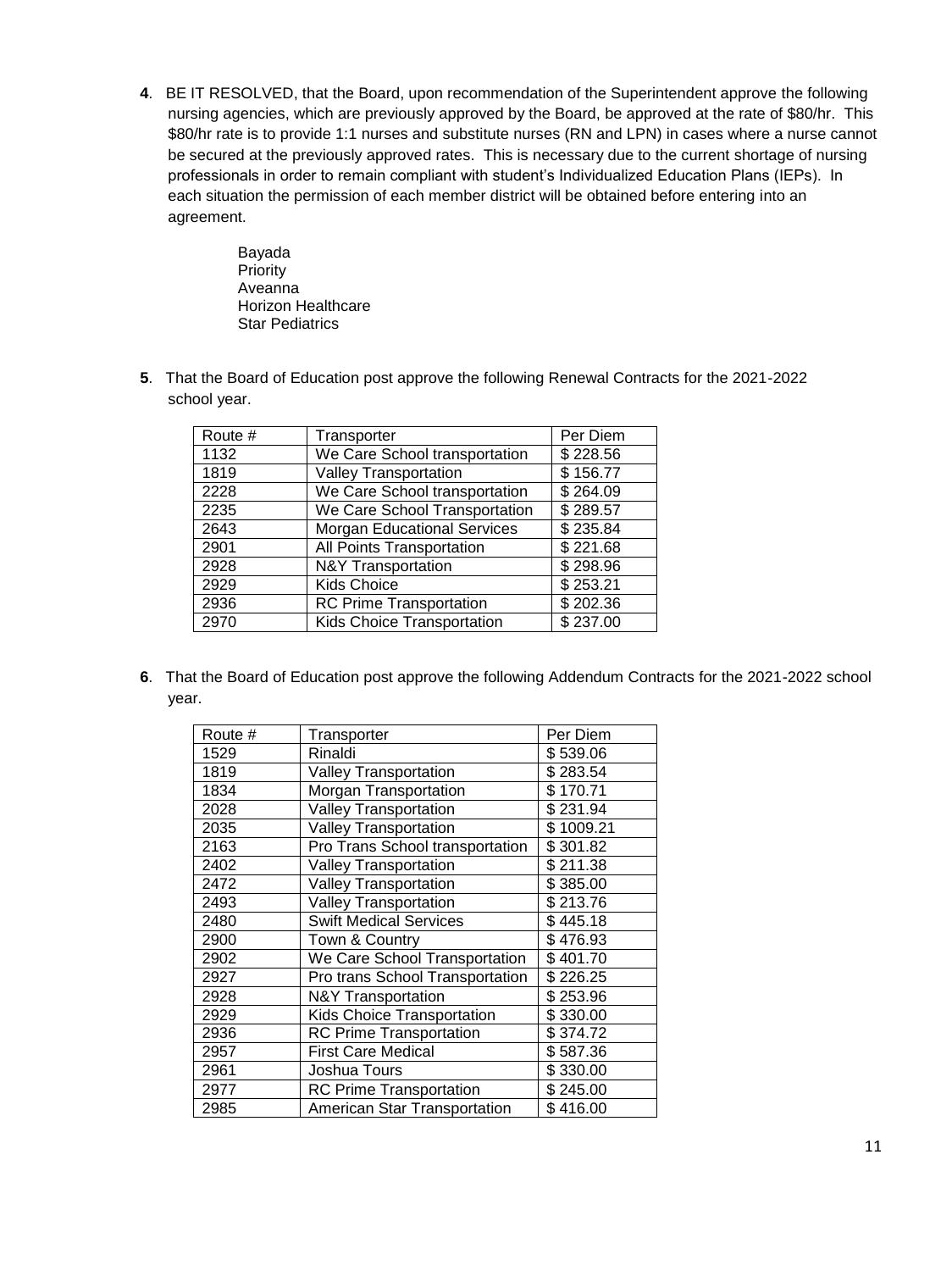**4**. BE IT RESOLVED, that the Board, upon recommendation of the Superintendent approve the following nursing agencies, which are previously approved by the Board, be approved at the rate of $80/hr. This $80/hr rate is to provide 1:1 nurses and substitute nurses (RN and LPN) in cases where a nurse cannot be secured at the previously approved rates. This is necessary due to the current shortage of nursing professionals in order to remain compliant with student's Individualized Education Plans (IEPs). In each situation the permission of each member district will be obtained before entering into an agreement.

Bayada
Priority
Aveanna
Horizon Healthcare
Star Pediatrics

**5**. That the Board of Education post approve the following Renewal Contracts for the 2021-2022 school year.

| Route # | Transporter | Per Diem |
|---|---|---|
| 1132 | We Care School transportation | $ 228.56 |
| 1819 | Valley Transportation | $ 156.77 |
| 2228 | We Care School transportation | $ 264.09 |
| 2235 | We Care School Transportation | $ 289.57 |
| 2643 | Morgan Educational Services | $ 235.84 |
| 2901 | All Points Transportation | $ 221.68 |
| 2928 | N&Y Transportation | $ 298.96 |
| 2929 | Kids Choice | $ 253.21 |
| 2936 | RC Prime Transportation | $ 202.36 |
| 2970 | Kids Choice Transportation | $ 237.00 |

**6**. That the Board of Education post approve the following Addendum Contracts for the 2021-2022 school year.

| Route # | Transporter | Per Diem |
|---|---|---|
| 1529 | Rinaldi | $ 539.06 |
| 1819 | Valley Transportation | $ 283.54 |
| 1834 | Morgan Transportation | $ 170.71 |
| 2028 | Valley Transportation | $ 231.94 |
| 2035 | Valley Transportation | $ 1009.21 |
| 2163 | Pro Trans School transportation | $ 301.82 |
| 2402 | Valley Transportation | $ 211.38 |
| 2472 | Valley Transportation | $ 385.00 |
| 2493 | Valley Transportation | $ 213.76 |
| 2480 | Swift Medical Services | $ 445.18 |
| 2900 | Town & Country | $ 476.93 |
| 2902 | We Care School Transportation | $ 401.70 |
| 2927 | Pro trans School Transportation | $ 226.25 |
| 2928 | N&Y Transportation | $ 253.96 |
| 2929 | Kids Choice Transportation | $ 330.00 |
| 2936 | RC Prime Transportation | $ 374.72 |
| 2957 | First Care Medical | $ 587.36 |
| 2961 | Joshua Tours | $ 330.00 |
| 2977 | RC Prime Transportation | $ 245.00 |
| 2985 | American Star Transportation | $ 416.00 |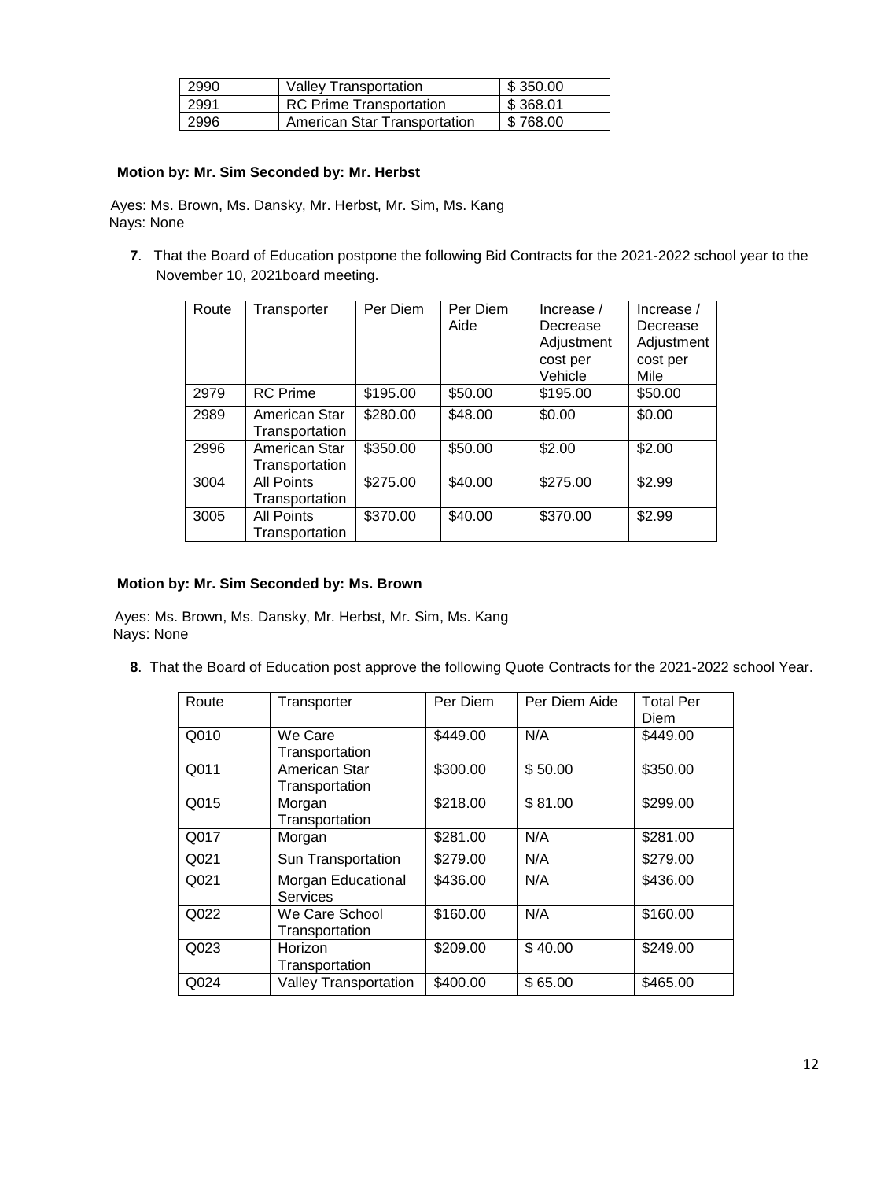| 2990 | Valley Transportation | $ 350.00 |
|---|---|---|
| 2991 | RC Prime Transportation | $ 368.01 |
| 2996 | American Star Transportation | $ 768.00 |

**Motion by: Mr. Sim Seconded by: Mr. Herbst**

Ayes: Ms. Brown, Ms. Dansky, Mr. Herbst, Mr. Sim, Ms. Kang
Nays: None

**7**. That the Board of Education postpone the following Bid Contracts for the 2021-2022 school year to the November 10, 2021board meeting.

| Route | Transporter | Per Diem | Per Diem Aide | Increase / Decrease Adjustment cost per Vehicle | Increase / Decrease Adjustment cost per Mile |
|---|---|---|---|---|---|
| 2979 | RC Prime | $195.00 | $50.00 | $195.00 | $50.00 |
| 2989 | American Star Transportation | $280.00 | $48.00 | $0.00 | $0.00 |
| 2996 | American Star Transportation | $350.00 | $50.00 | $2.00 | $2.00 |
| 3004 | All Points Transportation | $275.00 | $40.00 | $275.00 | $2.99 |
| 3005 | All Points Transportation | $370.00 | $40.00 | $370.00 | $2.99 |

**Motion by: Mr. Sim Seconded by: Ms. Brown**

Ayes: Ms. Brown, Ms. Dansky, Mr. Herbst, Mr. Sim, Ms. Kang
Nays: None

**8**. That the Board of Education post approve the following Quote Contracts for the 2021-2022 school Year.

| Route | Transporter | Per Diem | Per Diem Aide | Total Per Diem |
|---|---|---|---|---|
| Q010 | We Care Transportation | $449.00 | N/A | $449.00 |
| Q011 | American Star Transportation | $300.00 | $ 50.00 | $350.00 |
| Q015 | Morgan Transportation | $218.00 | $ 81.00 | $299.00 |
| Q017 | Morgan | $281.00 | N/A | $281.00 |
| Q021 | Sun Transportation | $279.00 | N/A | $279.00 |
| Q021 | Morgan Educational Services | $436.00 | N/A | $436.00 |
| Q022 | We Care School Transportation | $160.00 | N/A | $160.00 |
| Q023 | Horizon Transportation | $209.00 | $ 40.00 | $249.00 |
| Q024 | Valley Transportation | $400.00 | $ 65.00 | $465.00 |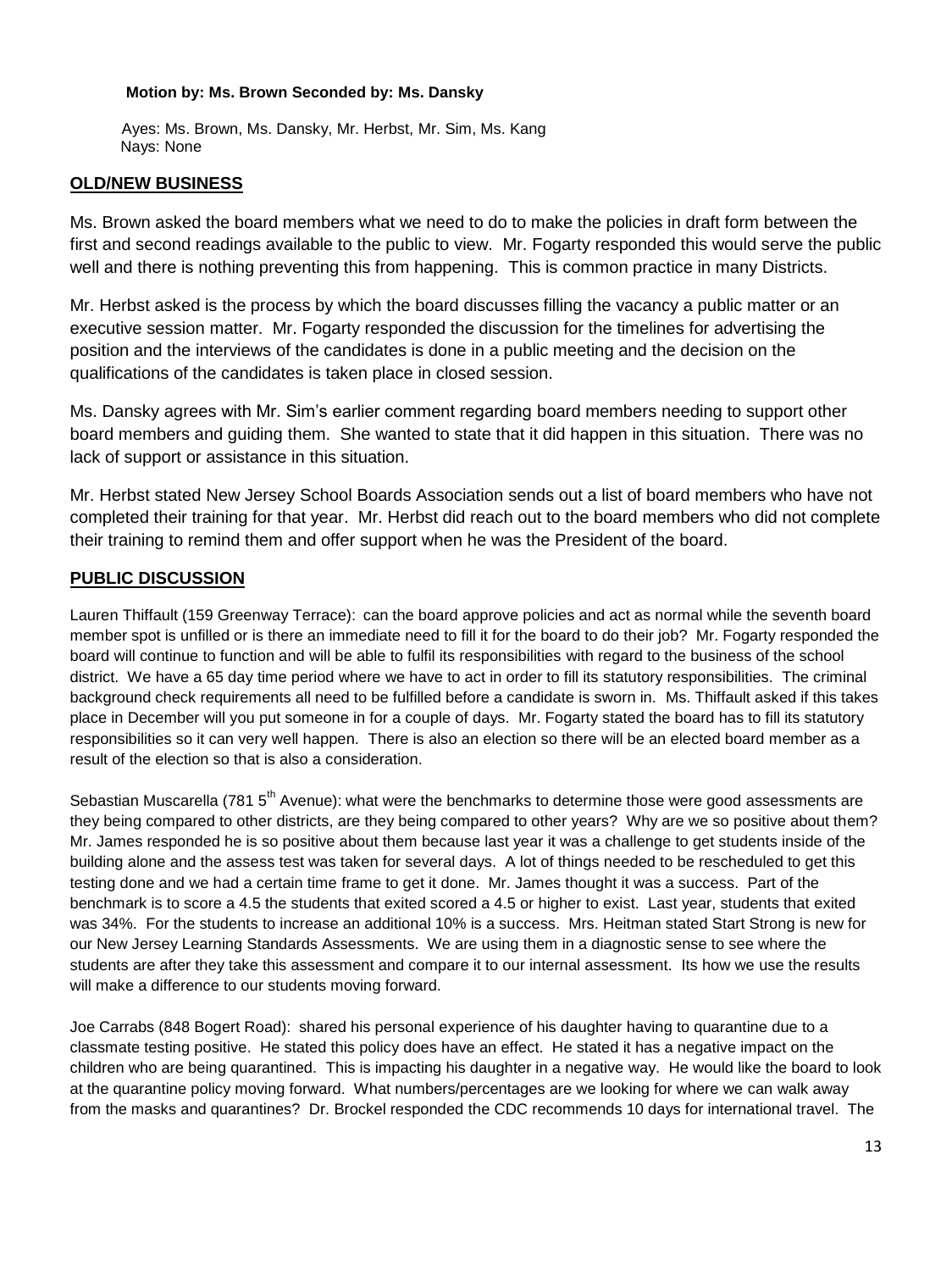**Motion by: Ms. Brown Seconded by: Ms. Dansky**

Ayes: Ms. Brown, Ms. Dansky, Mr. Herbst, Mr. Sim, Ms. Kang
Nays: None

## OLD/NEW BUSINESS

Ms. Brown asked the board members what we need to do to make the policies in draft form between the first and second readings available to the public to view. Mr. Fogarty responded this would serve the public well and there is nothing preventing this from happening. This is common practice in many Districts.

Mr. Herbst asked is the process by which the board discusses filling the vacancy a public matter or an executive session matter. Mr. Fogarty responded the discussion for the timelines for advertising the position and the interviews of the candidates is done in a public meeting and the decision on the qualifications of the candidates is taken place in closed session.

Ms. Dansky agrees with Mr. Sim's earlier comment regarding board members needing to support other board members and guiding them. She wanted to state that it did happen in this situation. There was no lack of support or assistance in this situation.

Mr. Herbst stated New Jersey School Boards Association sends out a list of board members who have not completed their training for that year. Mr. Herbst did reach out to the board members who did not complete their training to remind them and offer support when he was the President of the board.

## PUBLIC DISCUSSION

Lauren Thiffault (159 Greenway Terrace): can the board approve policies and act as normal while the seventh board member spot is unfilled or is there an immediate need to fill it for the board to do their job? Mr. Fogarty responded the board will continue to function and will be able to fulfil its responsibilities with regard to the business of the school district. We have a 65 day time period where we have to act in order to fill its statutory responsibilities. The criminal background check requirements all need to be fulfilled before a candidate is sworn in. Ms. Thiffault asked if this takes place in December will you put someone in for a couple of days. Mr. Fogarty stated the board has to fill its statutory responsibilities so it can very well happen. There is also an election so there will be an elected board member as a result of the election so that is also a consideration.

Sebastian Muscarella (781 5th Avenue): what were the benchmarks to determine those were good assessments are they being compared to other districts, are they being compared to other years? Why are we so positive about them? Mr. James responded he is so positive about them because last year it was a challenge to get students inside of the building alone and the assess test was taken for several days. A lot of things needed to be rescheduled to get this testing done and we had a certain time frame to get it done. Mr. James thought it was a success. Part of the benchmark is to score a 4.5 the students that exited scored a 4.5 or higher to exist. Last year, students that exited was 34%. For the students to increase an additional 10% is a success. Mrs. Heitman stated Start Strong is new for our New Jersey Learning Standards Assessments. We are using them in a diagnostic sense to see where the students are after they take this assessment and compare it to our internal assessment. Its how we use the results will make a difference to our students moving forward.

Joe Carrabs (848 Bogert Road): shared his personal experience of his daughter having to quarantine due to a classmate testing positive. He stated this policy does have an effect. He stated it has a negative impact on the children who are being quarantined. This is impacting his daughter in a negative way. He would like the board to look at the quarantine policy moving forward. What numbers/percentages are we looking for where we can walk away from the masks and quarantines? Dr. Brockel responded the CDC recommends 10 days for international travel. The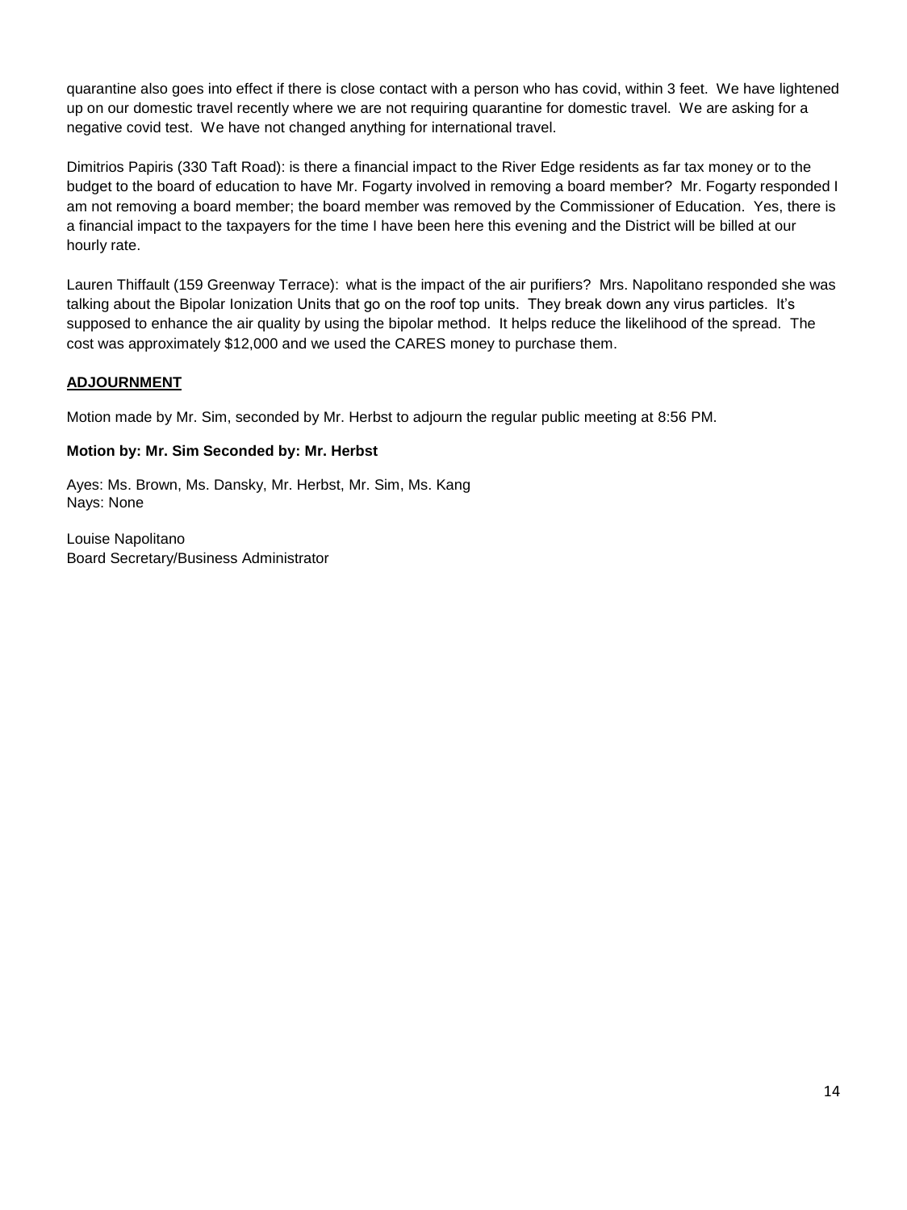quarantine also goes into effect if there is close contact with a person who has covid, within 3 feet. We have lightened up on our domestic travel recently where we are not requiring quarantine for domestic travel. We are asking for a negative covid test. We have not changed anything for international travel.

Dimitrios Papiris (330 Taft Road): is there a financial impact to the River Edge residents as far tax money or to the budget to the board of education to have Mr. Fogarty involved in removing a board member? Mr. Fogarty responded I am not removing a board member; the board member was removed by the Commissioner of Education. Yes, there is a financial impact to the taxpayers for the time I have been here this evening and the District will be billed at our hourly rate.

Lauren Thiffault (159 Greenway Terrace): what is the impact of the air purifiers? Mrs. Napolitano responded she was talking about the Bipolar Ionization Units that go on the roof top units. They break down any virus particles. It's supposed to enhance the air quality by using the bipolar method. It helps reduce the likelihood of the spread. The cost was approximately $12,000 and we used the CARES money to purchase them.

**ADJOURNMENT**

Motion made by Mr. Sim, seconded by Mr. Herbst to adjourn the regular public meeting at 8:56 PM.

**Motion by: Mr. Sim Seconded by: Mr. Herbst**

Ayes: Ms. Brown, Ms. Dansky, Mr. Herbst, Mr. Sim, Ms. Kang
Nays: None

Louise Napolitano
Board Secretary/Business Administrator